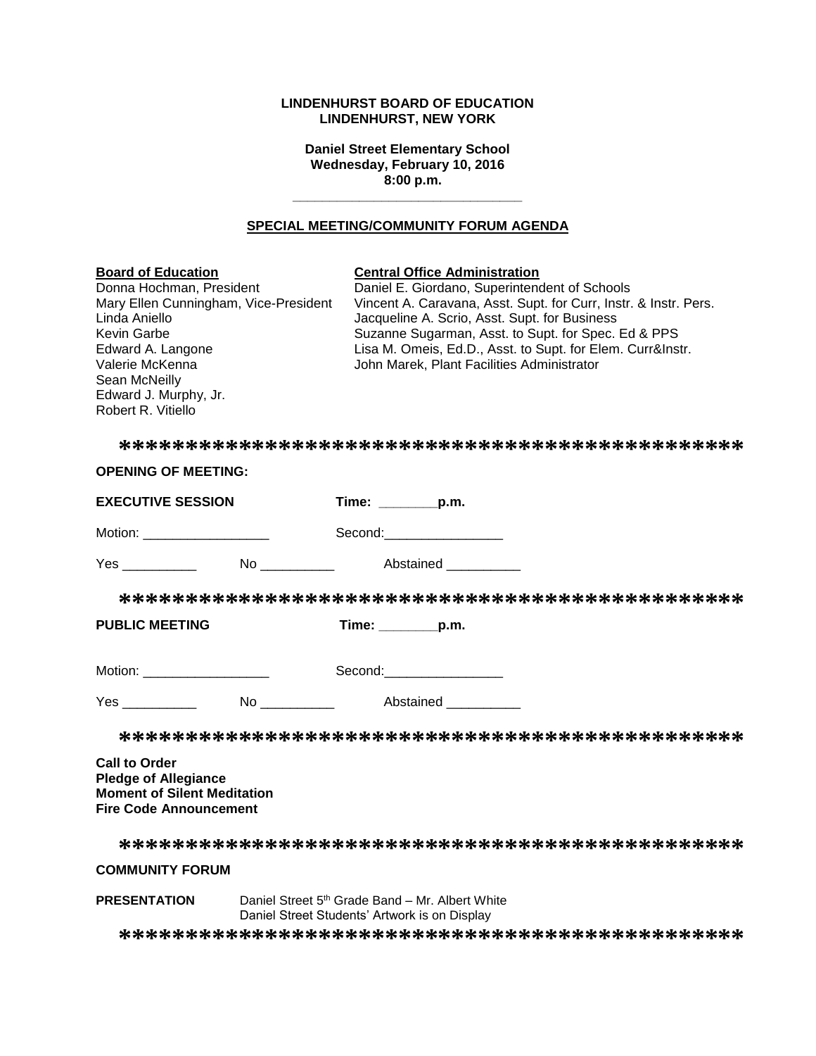**LINDENHURST BOARD OF EDUCATION**
**LINDENHURST, NEW YORK**

**Daniel Street Elementary School**
**Wednesday, February 10, 2016**
**8:00 p.m.**

---

## SPECIAL MEETING/COMMUNITY FORUM AGENDA

**Board of Education**
Donna Hochman, President
Mary Ellen Cunningham, Vice-President
Linda Aniello
Kevin Garbe
Edward A. Langone
Valerie McKenna
Sean McNeilly
Edward J. Murphy, Jr.
Robert R. Vitiello

**Central Office Administration**
Daniel E. Giordano, Superintendent of Schools
Vincent A. Caravana, Asst. Supt. for Curr, Instr. & Instr. Pers.
Jacqueline A. Scrio, Asst. Supt. for Business
Suzanne Sugarman, Asst. to Supt. for Spec. Ed & PPS
Lisa M. Omeis, Ed.D., Asst. to Supt. for Elem. Curr&Instr.
John Marek, Plant Facilities Administrator

\*\*\*\*\*\*\*\*\*\*\*\*\*\*\*\*\*\*\*\*\*\*\*\*\*\*\*\*\*\*\*\*\*\*\*\*\*\*\*\*\*\*\*\*\*\*\*

**OPENING OF MEETING:**

**EXECUTIVE SESSION** **Time: ________p.m.**

Motion: _________________ Second:________________

Yes __________ No __________ Abstained __________

\*\*\*\*\*\*\*\*\*\*\*\*\*\*\*\*\*\*\*\*\*\*\*\*\*\*\*\*\*\*\*\*\*\*\*\*\*\*\*\*\*\*\*\*\*\*\*

**PUBLIC MEETING** **Time: ________p.m.**

Motion: _________________ Second:________________

Yes __________ No __________ Abstained __________

\*\*\*\*\*\*\*\*\*\*\*\*\*\*\*\*\*\*\*\*\*\*\*\*\*\*\*\*\*\*\*\*\*\*\*\*\*\*\*\*\*\*\*\*\*\*\*

**Call to Order**
**Pledge of Allegiance**
**Moment of Silent Meditation**
**Fire Code Announcement**

\*\*\*\*\*\*\*\*\*\*\*\*\*\*\*\*\*\*\*\*\*\*\*\*\*\*\*\*\*\*\*\*\*\*\*\*\*\*\*\*\*\*\*\*\*\*\*

**COMMUNITY FORUM**

**PRESENTATION** Daniel Street 5th Grade Band – Mr. Albert White
Daniel Street Students' Artwork is on Display

\*\*\*\*\*\*\*\*\*\*\*\*\*\*\*\*\*\*\*\*\*\*\*\*\*\*\*\*\*\*\*\*\*\*\*\*\*\*\*\*\*\*\*\*\*\*\*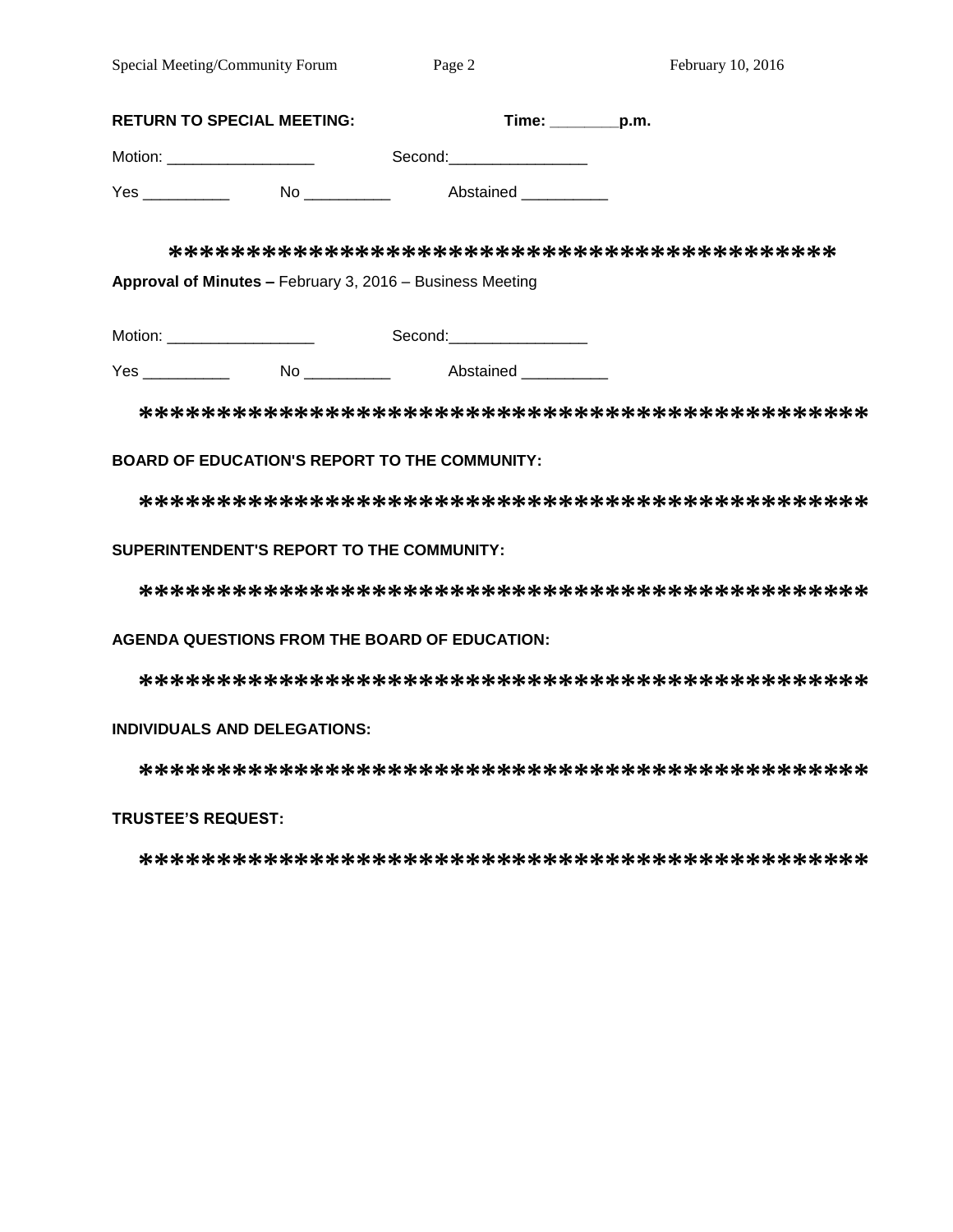**RETURN TO SPECIAL MEETING:** **Time: ________p.m.**

Motion: _________________ Second:________________

Yes __________ No __________ Abstained __________

*******************************************

**Approval of Minutes –** February 3, 2016 – Business Meeting

Motion: _________________ Second:________________

Yes __________ No __________ Abstained __________

*********************************************

**BOARD OF EDUCATION'S REPORT TO THE COMMUNITY:**

*********************************************

**SUPERINTENDENT'S REPORT TO THE COMMUNITY:**

*********************************************

**AGENDA QUESTIONS FROM THE BOARD OF EDUCATION:**

*********************************************

**INDIVIDUALS AND DELEGATIONS:**

*********************************************

**TRUSTEE'S REQUEST:**

*********************************************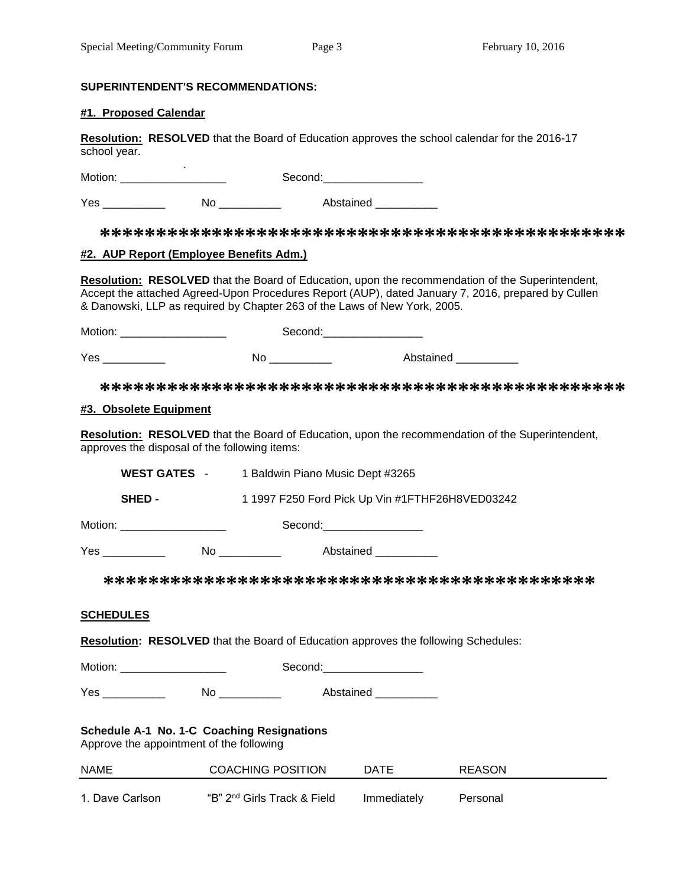**SUPERINTENDENT'S RECOMMENDATIONS:**

**#1. Proposed Calendar**

**Resolution: RESOLVED** that the Board of Education approves the school calendar for the 2016-17 school year.

Motion: _________________ Second:________________

Yes __________ No __________ Abstained __________

**********************************************

**#2. AUP Report (Employee Benefits Adm.)**

**Resolution: RESOLVED** that the Board of Education, upon the recommendation of the Superintendent, Accept the attached Agreed-Upon Procedures Report (AUP), dated January 7, 2016, prepared by Cullen & Danowski, LLP as required by Chapter 263 of the Laws of New York, 2005.

Motion: _________________ Second:________________

Yes __________ No __________ Abstained __________

**********************************************

**#3. Obsolete Equipment**

**Resolution: RESOLVED** that the Board of Education, upon the recommendation of the Superintendent, approves the disposal of the following items:

**WEST GATES** - 1 Baldwin Piano Music Dept #3265

**SHED -** 1 1997 F250 Ford Pick Up Vin #1FTHF26H8VED03242

Motion: _________________ Second:________________

Yes __________ No __________ Abstained __________

******************************************

**SCHEDULES**

**Resolution: RESOLVED** that the Board of Education approves the following Schedules:

Motion: _________________ Second:________________

Yes __________ No __________ Abstained __________

**Schedule A-1 No. 1-C Coaching Resignations**
Approve the appointment of the following

| NAME | COACHING POSITION | DATE | REASON |
|---|---|---|---|
| 1. Dave Carlson | "B" 2nd Girls Track & Field | Immediately | Personal |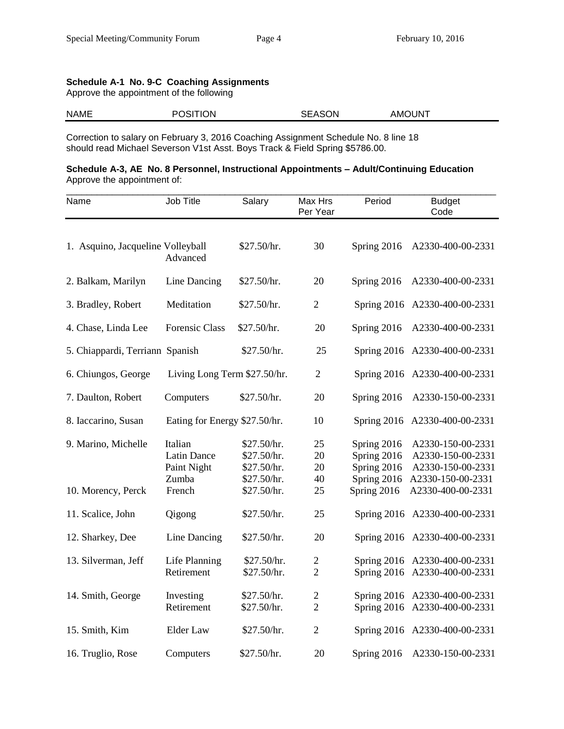**Schedule A-1 No. 9-C Coaching Assignments**
Approve the appointment of the following

| NAME | POSITION | SEASON | AMOUNT |
|---|---|---|---|

Correction to salary on February 3, 2016 Coaching Assignment Schedule No. 8 line 18 should read Michael Severson V1st Asst. Boys Track & Field Spring $5786.00.

**Schedule A-3, AE No. 8 Personnel, Instructional Appointments – Adult/Continuing Education**
Approve the appointment of:

| Name | Job Title | Salary | Max Hrs Per Year | Period | Budget Code |
|---|---|---|---|---|---|
| 1. Asquino, Jacqueline | Volleyball Advanced | $27.50/hr. | 30 | Spring 2016 | A2330-400-00-2331 |
| 2. Balkam, Marilyn | Line Dancing | $27.50/hr. | 20 | Spring 2016 | A2330-400-00-2331 |
| 3. Bradley, Robert | Meditation | $27.50/hr. | 2 | Spring 2016 | A2330-400-00-2331 |
| 4. Chase, Linda Lee | Forensic Class | $27.50/hr. | 20 | Spring 2016 | A2330-400-00-2331 |
| 5. Chiappardi, Terriann | Spanish | $27.50/hr. | 25 | Spring 2016 | A2330-400-00-2331 |
| 6. Chiungos, George | Living Long Term | $27.50/hr. | 2 | Spring 2016 | A2330-400-00-2331 |
| 7. Daulton, Robert | Computers | $27.50/hr. | 20 | Spring 2016 | A2330-150-00-2331 |
| 8. Iaccarino, Susan | Eating for Energy | $27.50/hr. | 10 | Spring 2016 | A2330-400-00-2331 |
| 9. Marino, Michelle | Italian | $27.50/hr. | 25 | Spring 2016 | A2330-150-00-2331 |
| | Latin Dance | $27.50/hr. | 20 | Spring 2016 | A2330-150-00-2331 |
| | Paint Night | $27.50/hr. | 20 | Spring 2016 | A2330-150-00-2331 |
| | Zumba | $27.50/hr. | 40 | Spring 2016 | A2330-150-00-2331 |
| 10. Morency, Perck | French | $27.50/hr. | 25 | Spring 2016 | A2330-400-00-2331 |
| 11. Scalice, John | Qigong | $27.50/hr. | 25 | Spring 2016 | A2330-400-00-2331 |
| 12. Sharkey, Dee | Line Dancing | $27.50/hr. | 20 | Spring 2016 | A2330-400-00-2331 |
| 13. Silverman, Jeff | Life Planning | $27.50/hr. | 2 | Spring 2016 | A2330-400-00-2331 |
| | Retirement | $27.50/hr. | 2 | Spring 2016 | A2330-400-00-2331 |
| 14. Smith, George | Investing | $27.50/hr. | 2 | Spring 2016 | A2330-400-00-2331 |
| | Retirement | $27.50/hr. | 2 | Spring 2016 | A2330-400-00-2331 |
| 15. Smith, Kim | Elder Law | $27.50/hr. | 2 | Spring 2016 | A2330-400-00-2331 |
| 16. Truglio, Rose | Computers | $27.50/hr. | 20 | Spring 2016 | A2330-150-00-2331 |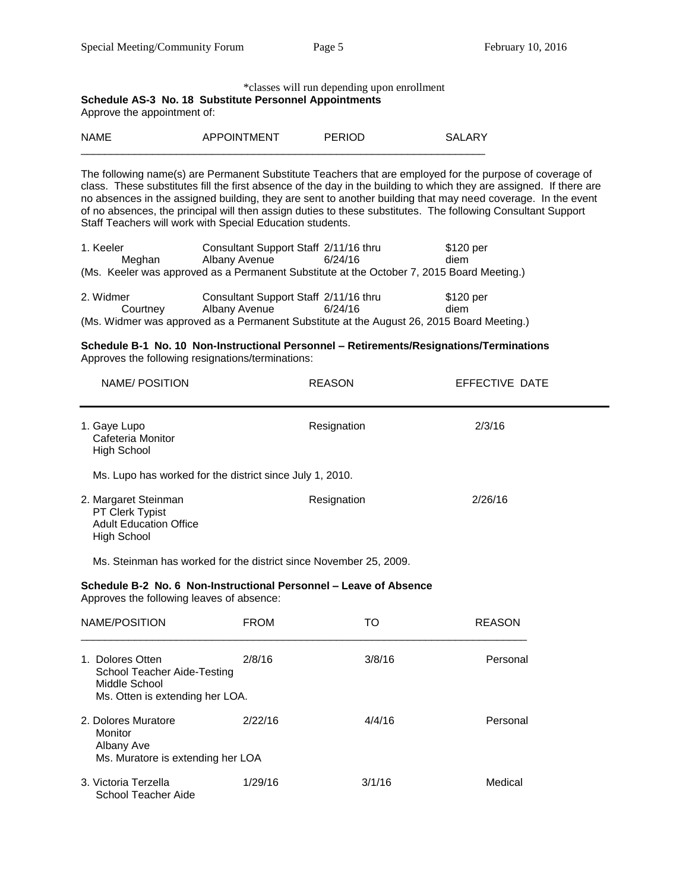*classes will run depending upon enrollment

**Schedule AS-3 No. 18 Substitute Personnel Appointments**

Approve the appointment of:

| NAME | APPOINTMENT | PERIOD | SALARY |
|---|---|---|---|

The following name(s) are Permanent Substitute Teachers that are employed for the purpose of coverage of class. These substitutes fill the first absence of the day in the building to which they are assigned. If there are no absences in the assigned building, they are sent to another building that may need coverage. In the event of no absences, the principal will then assign duties to these substitutes. The following Consultant Support Staff Teachers will work with Special Education students.

| NAME | APPOINTMENT | PERIOD | SALARY |
|---|---|---|---|
| 1. Keeler Meghan | Consultant Support Staff Albany Avenue | 2/11/16 thru 6/24/16 | $120 per diem |

(Ms. Keeler was approved as a Permanent Substitute at the October 7, 2015 Board Meeting.)

| NAME | APPOINTMENT | PERIOD | SALARY |
|---|---|---|---|
| 2. Widmer Courtney | Consultant Support Staff Albany Avenue | 2/11/16 thru 6/24/16 | $120 per diem |

(Ms. Widmer was approved as a Permanent Substitute at the August 26, 2015 Board Meeting.)

**Schedule B-1 No. 10 Non-Instructional Personnel – Retirements/Resignations/Terminations**

Approves the following resignations/terminations:

| NAME/ POSITION | REASON | EFFECTIVE DATE |
|---|---|---|
| 1. Gaye Lupo<br>Cafeteria Monitor<br>High School | Resignation | 2/3/16 |

Ms. Lupo has worked for the district since July 1, 2010.

| NAME/ POSITION | REASON | EFFECTIVE DATE |
|---|---|---|
| 2. Margaret Steinman<br>PT Clerk Typist<br>Adult Education Office<br>High School | Resignation | 2/26/16 |

Ms. Steinman has worked for the district since November 25, 2009.

**Schedule B-2 No. 6 Non-Instructional Personnel – Leave of Absence**

Approves the following leaves of absence:

| NAME/POSITION | FROM | TO | REASON |
|---|---|---|---|
| 1. Dolores Otten<br>School Teacher Aide-Testing<br>Middle School<br>Ms. Otten is extending her LOA. | 2/8/16 | 3/8/16 | Personal |
| 2. Dolores Muratore<br>Monitor<br>Albany Ave<br>Ms. Muratore is extending her LOA | 2/22/16 | 4/4/16 | Personal |
| 3. Victoria Terzella<br>School Teacher Aide | 1/29/16 | 3/1/16 | Medical |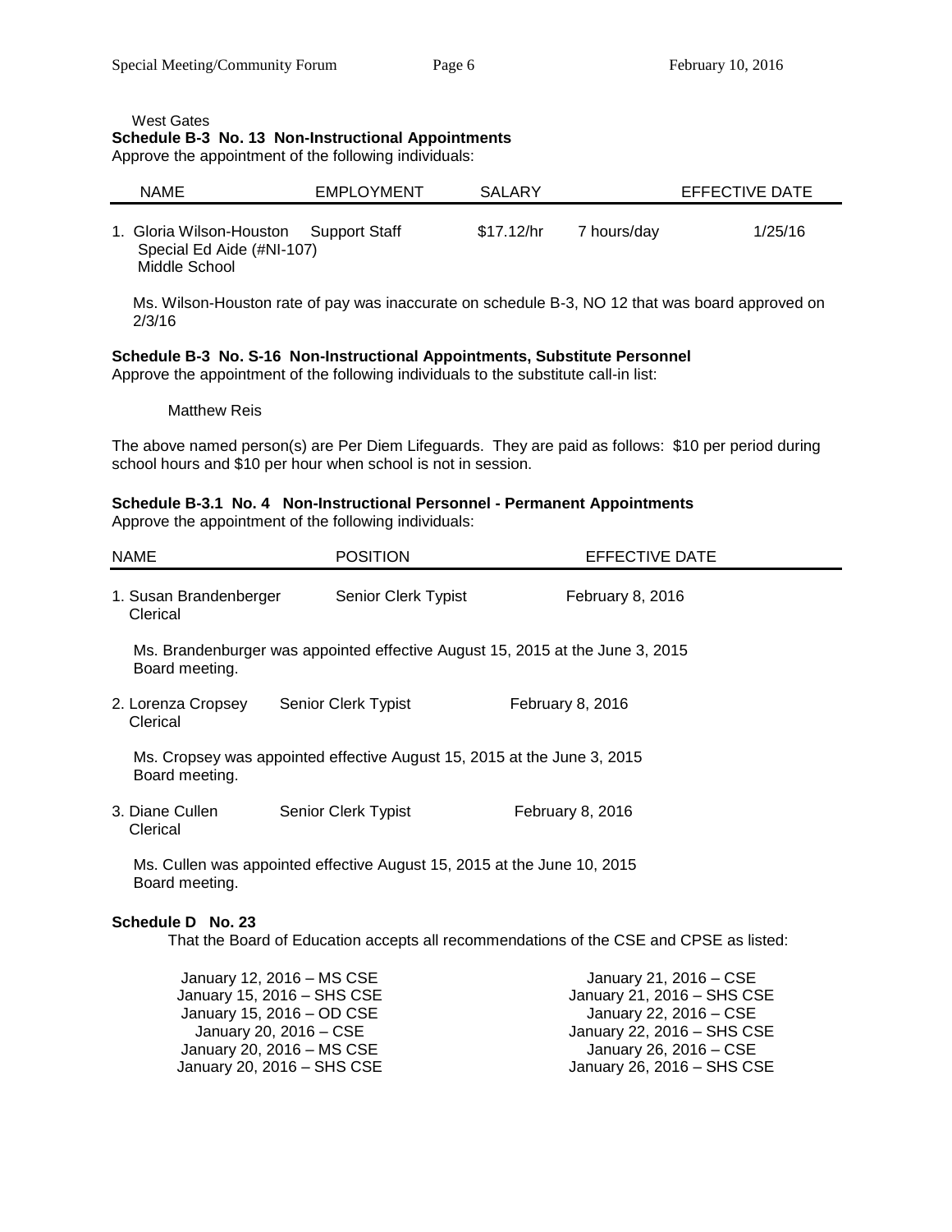West Gates

**Schedule B-3 No. 13 Non-Instructional Appointments**

Approve the appointment of the following individuals:

| NAME | EMPLOYMENT | SALARY | | EFFECTIVE DATE |
|---|---|---|---|---|
| 1. Gloria Wilson-Houston Special Ed Aide (#NI-107) Middle School | Support Staff | $17.12/hr | 7 hours/day | 1/25/16 |

Ms. Wilson-Houston rate of pay was inaccurate on schedule B-3, NO 12 that was board approved on 2/3/16

**Schedule B-3 No. S-16 Non-Instructional Appointments, Substitute Personnel**

Approve the appointment of the following individuals to the substitute call-in list:

Matthew Reis

The above named person(s) are Per Diem Lifeguards. They are paid as follows: $10 per period during school hours and $10 per hour when school is not in session.

**Schedule B-3.1 No. 4 Non-Instructional Personnel - Permanent Appointments**

Approve the appointment of the following individuals:

| NAME | POSITION | EFFECTIVE DATE |
|---|---|---|
| 1. Susan Brandenberger Clerical | Senior Clerk Typist | February 8, 2016 |

Ms. Brandenberger was appointed effective August 15, 2015 at the June 3, 2015 Board meeting.

| NAME | POSITION | EFFECTIVE DATE |
|---|---|---|
| 2. Lorenza Cropsey Clerical | Senior Clerk Typist | February 8, 2016 |

Ms. Cropsey was appointed effective August 15, 2015 at the June 3, 2015 Board meeting.

| NAME | POSITION | EFFECTIVE DATE |
|---|---|---|
| 3. Diane Cullen Clerical | Senior Clerk Typist | February 8, 2016 |

Ms. Cullen was appointed effective August 15, 2015 at the June 10, 2015 Board meeting.

**Schedule D No. 23**

That the Board of Education accepts all recommendations of the CSE and CPSE as listed:

January 12, 2016 – MS CSE
January 15, 2016 – SHS CSE
January 15, 2016 – OD CSE
January 20, 2016 – CSE
January 20, 2016 – MS CSE
January 20, 2016 – SHS CSE
January 21, 2016 – CSE
January 21, 2016 – SHS CSE
January 22, 2016 – CSE
January 22, 2016 – SHS CSE
January 26, 2016 – CSE
January 26, 2016 – SHS CSE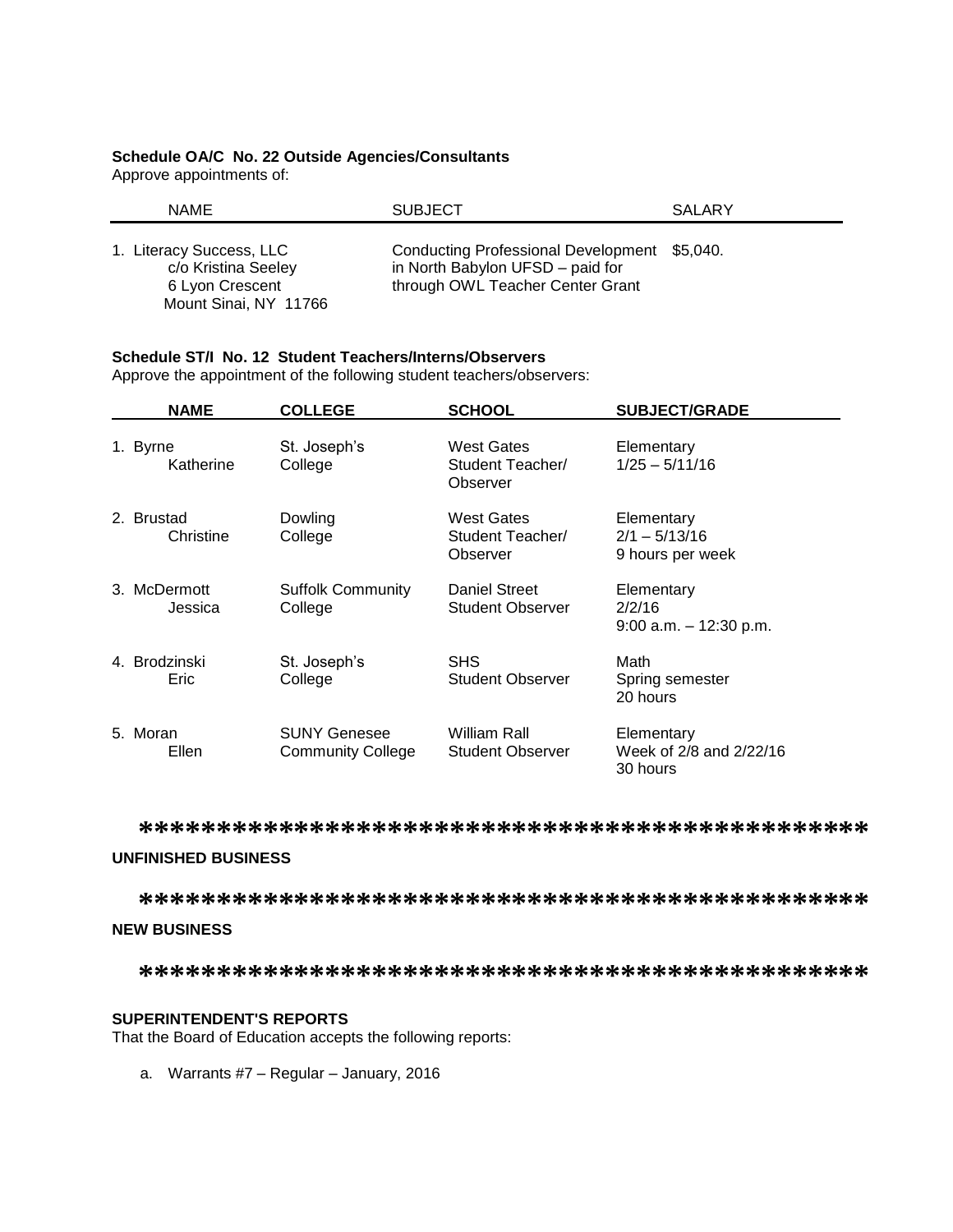**Schedule OA/C No. 22 Outside Agencies/Consultants**
Approve appointments of:

| NAME | SUBJECT | SALARY |
| --- | --- | --- |
| 1. Literacy Success, LLC<br>c/o Kristina Seeley<br>6 Lyon Crescent<br>Mount Sinai, NY 11766 | Conducting Professional Development in North Babylon UFSD – paid for through OWL Teacher Center Grant | $5,040. |

**Schedule ST/I No. 12 Student Teachers/Interns/Observers**
Approve the appointment of the following student teachers/observers:

| NAME | COLLEGE | SCHOOL | SUBJECT/GRADE |
| --- | --- | --- | --- |
| 1. Byrne<br>Katherine | St. Joseph's College | West Gates<br>Student Teacher/ Observer | Elementary<br>1/25 – 5/11/16 |
| 2. Brustad<br>Christine | Dowling College | West Gates<br>Student Teacher/ Observer | Elementary<br>2/1 – 5/13/16<br>9 hours per week |
| 3. McDermott<br>Jessica | Suffolk Community College | Daniel Street<br>Student Observer | Elementary<br>2/2/16<br>9:00 a.m. – 12:30 p.m. |
| 4. Brodzinski<br>Eric | St. Joseph's College | SHS<br>Student Observer | Math<br>Spring semester<br>20 hours |
| 5. Moran<br>Ellen | SUNY Genesee Community College | William Rall<br>Student Observer | Elementary<br>Week of 2/8 and 2/22/16<br>30 hours |

**********************************************

**UNFINISHED BUSINESS**

**********************************************

**NEW BUSINESS**

**********************************************

**SUPERINTENDENT'S REPORTS**
That the Board of Education accepts the following reports:

a. Warrants #7 – Regular – January, 2016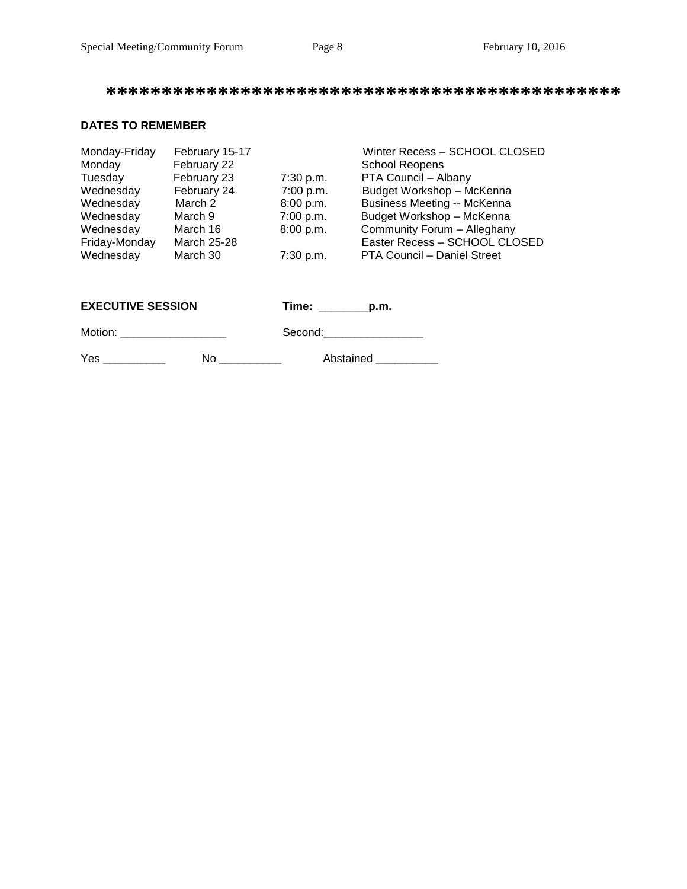*********************************************

**DATES TO REMEMBER**

| | | | |
|---|---|---|---|
| Monday-Friday | February 15-17 | | Winter Recess – SCHOOL CLOSED |
| Monday | February 22 | | School Reopens |
| Tuesday | February 23 | 7:30 p.m. | PTA Council – Albany |
| Wednesday | February 24 | 7:00 p.m. | Budget Workshop – McKenna |
| Wednesday | March 2 | 8:00 p.m. | Business Meeting -- McKenna |
| Wednesday | March 9 | 7:00 p.m. | Budget Workshop – McKenna |
| Wednesday | March 16 | 8:00 p.m. | Community Forum – Alleghany |
| Friday-Monday | March 25-28 | | Easter Recess – SCHOOL CLOSED |
| Wednesday | March 30 | 7:30 p.m. | PTA Council – Daniel Street |

**EXECUTIVE SESSION** **Time: ________p.m.**

Motion: _________________ Second:________________

Yes __________ No __________ Abstained __________